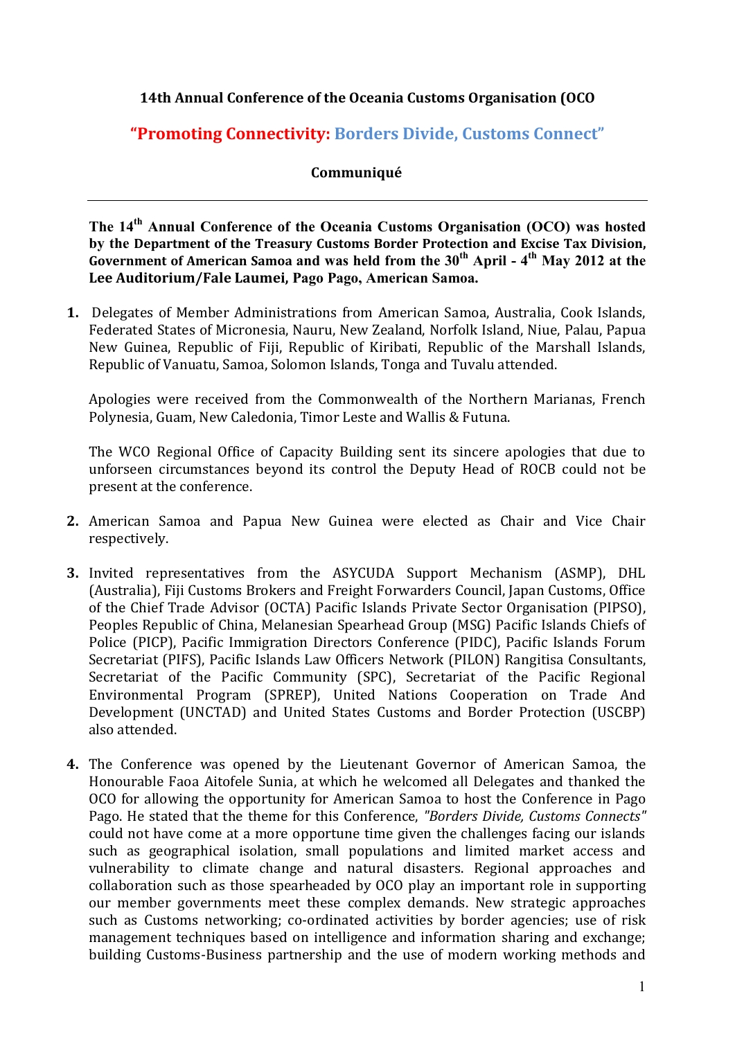# 14th Annual Conference of the Oceania Customs Organisation (OCO

## "Promoting Connectivity: Borders Divide, Customs Connect"

### Communiqué

---

**The 14th Annual Conference of the Oceania Customs Organisation (OCO) was hosted by the Department of the Treasury Customs Border Protection and Excise Tax Division, Government of American Samoa and was held from the 30th April - 4th May 2012 at the Lee Auditorium/Fale Laumei, Pago Pago, American Samoa.**

1. Delegates of Member Administrations from American Samoa, Australia, Cook Islands, Federated States of Micronesia, Nauru, New Zealand, Norfolk Island, Niue, Palau, Papua New Guinea, Republic of Fiji, Republic of Kiribati, Republic of the Marshall Islands, Republic of Vanuatu, Samoa, Solomon Islands, Tonga and Tuvalu attended.

   Apologies were received from the Commonwealth of the Northern Marianas, French Polynesia, Guam, New Caledonia, Timor Leste and Wallis & Futuna.

   The WCO Regional Office of Capacity Building sent its sincere apologies that due to unforseen circumstances beyond its control the Deputy Head of ROCB could not be present at the conference.

2. American Samoa and Papua New Guinea were elected as Chair and Vice Chair respectively.

3. Invited representatives from the ASYCUDA Support Mechanism (ASMP), DHL (Australia), Fiji Customs Brokers and Freight Forwarders Council, Japan Customs, Office of the Chief Trade Advisor (OCTA) Pacific Islands Private Sector Organisation (PIPSO), Peoples Republic of China, Melanesian Spearhead Group (MSG) Pacific Islands Chiefs of Police (PICP), Pacific Immigration Directors Conference (PIDC), Pacific Islands Forum Secretariat (PIFS), Pacific Islands Law Officers Network (PILON) Rangitisa Consultants, Secretariat of the Pacific Community (SPC), Secretariat of the Pacific Regional Environmental Program (SPREP), United Nations Cooperation on Trade And Development (UNCTAD) and United States Customs and Border Protection (USCBP) also attended.

4. The Conference was opened by the Lieutenant Governor of American Samoa, the Honourable Faoa Aitofele Sunia, at which he welcomed all Delegates and thanked the OCO for allowing the opportunity for American Samoa to host the Conference in Pago Pago. He stated that the theme for this Conference, *"Borders Divide, Customs Connects"* could not have come at a more opportune time given the challenges facing our islands such as geographical isolation, small populations and limited market access and vulnerability to climate change and natural disasters. Regional approaches and collaboration such as those spearheaded by OCO play an important role in supporting our member governments meet these complex demands. New strategic approaches such as Customs networking; co-ordinated activities by border agencies; use of risk management techniques based on intelligence and information sharing and exchange; building Customs-Business partnership and the use of modern working methods and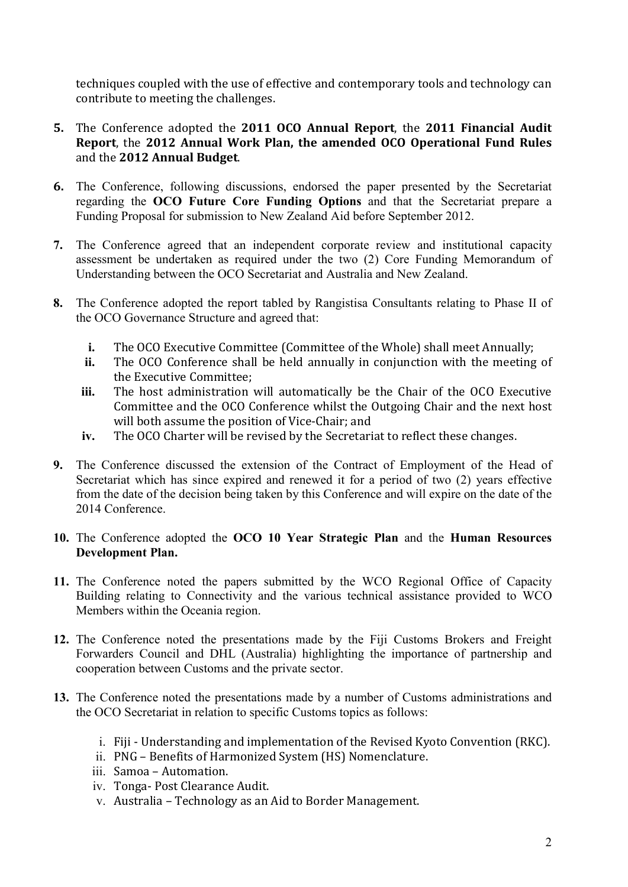techniques coupled with the use of effective and contemporary tools and technology can contribute to meeting the challenges.

**5.** The Conference adopted the **2011 OCO Annual Report**, the **2011 Financial Audit Report**, the **2012 Annual Work Plan, the amended OCO Operational Fund Rules** and the **2012 Annual Budget**.

**6.** The Conference, following discussions, endorsed the paper presented by the Secretariat regarding the **OCO Future Core Funding Options** and that the Secretariat prepare a Funding Proposal for submission to New Zealand Aid before September 2012.

**7.** The Conference agreed that an independent corporate review and institutional capacity assessment be undertaken as required under the two (2) Core Funding Memorandum of Understanding between the OCO Secretariat and Australia and New Zealand.

**8.** The Conference adopted the report tabled by Rangistisa Consultants relating to Phase II of the OCO Governance Structure and agreed that:

- **i.** The OCO Executive Committee (Committee of the Whole) shall meet Annually;
- **ii.** The OCO Conference shall be held annually in conjunction with the meeting of the Executive Committee;
- **iii.** The host administration will automatically be the Chair of the OCO Executive Committee and the OCO Conference whilst the Outgoing Chair and the next host will both assume the position of Vice-Chair; and
- **iv.** The OCO Charter will be revised by the Secretariat to reflect these changes.

**9.** The Conference discussed the extension of the Contract of Employment of the Head of Secretariat which has since expired and renewed it for a period of two (2) years effective from the date of the decision being taken by this Conference and will expire on the date of the 2014 Conference.

**10.** The Conference adopted the **OCO 10 Year Strategic Plan** and the **Human Resources Development Plan.**

**11.** The Conference noted the papers submitted by the WCO Regional Office of Capacity Building relating to Connectivity and the various technical assistance provided to WCO Members within the Oceania region.

**12.** The Conference noted the presentations made by the Fiji Customs Brokers and Freight Forwarders Council and DHL (Australia) highlighting the importance of partnership and cooperation between Customs and the private sector.

**13.** The Conference noted the presentations made by a number of Customs administrations and the OCO Secretariat in relation to specific Customs topics as follows:

- i. Fiji - Understanding and implementation of the Revised Kyoto Convention (RKC).
- ii. PNG – Benefits of Harmonized System (HS) Nomenclature.
- iii. Samoa – Automation.
- iv. Tonga- Post Clearance Audit.
- v. Australia – Technology as an Aid to Border Management.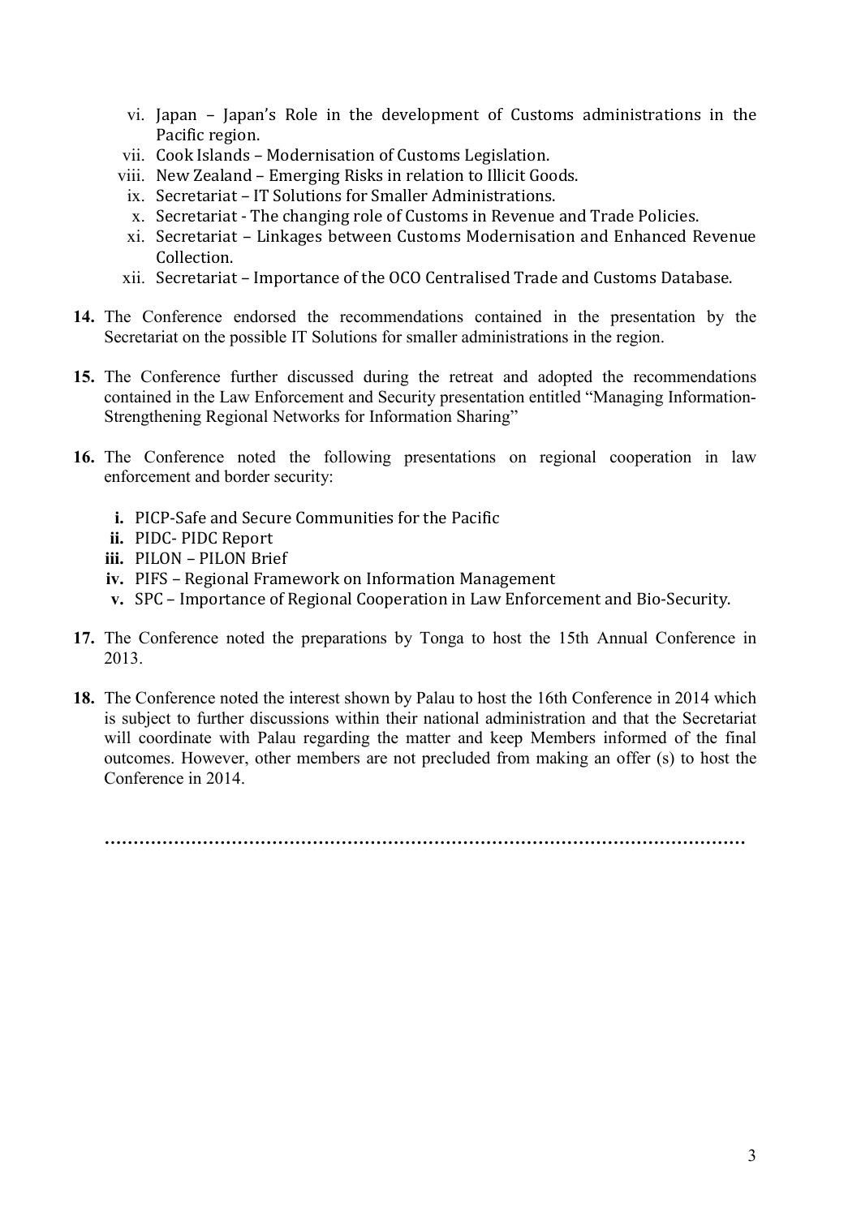vi. Japan – Japan's Role in the development of Customs administrations in the Pacific region.
vii. Cook Islands – Modernisation of Customs Legislation.
viii. New Zealand – Emerging Risks in relation to Illicit Goods.
ix. Secretariat – IT Solutions for Smaller Administrations.
x. Secretariat - The changing role of Customs in Revenue and Trade Policies.
xi. Secretariat – Linkages between Customs Modernisation and Enhanced Revenue Collection.
xii. Secretariat – Importance of the OCO Centralised Trade and Customs Database.

**14.** The Conference endorsed the recommendations contained in the presentation by the Secretariat on the possible IT Solutions for smaller administrations in the region.

**15.** The Conference further discussed during the retreat and adopted the recommendations contained in the Law Enforcement and Security presentation entitled "Managing Information-Strengthening Regional Networks for Information Sharing"

**16.** The Conference noted the following presentations on regional cooperation in law enforcement and border security:

**i.** PICP-Safe and Secure Communities for the Pacific
**ii.** PIDC- PIDC Report
**iii.** PILON – PILON Brief
**iv.** PIFS – Regional Framework on Information Management
**v.** SPC – Importance of Regional Cooperation in Law Enforcement and Bio-Security.

**17.** The Conference noted the preparations by Tonga to host the 15th Annual Conference in 2013.

**18.** The Conference noted the interest shown by Palau to host the 16th Conference in 2014 which is subject to further discussions within their national administration and that the Secretariat will coordinate with Palau regarding the matter and keep Members informed of the final outcomes. However, other members are not precluded from making an offer (s) to host the Conference in 2014.

………………………………………………………………………………………………